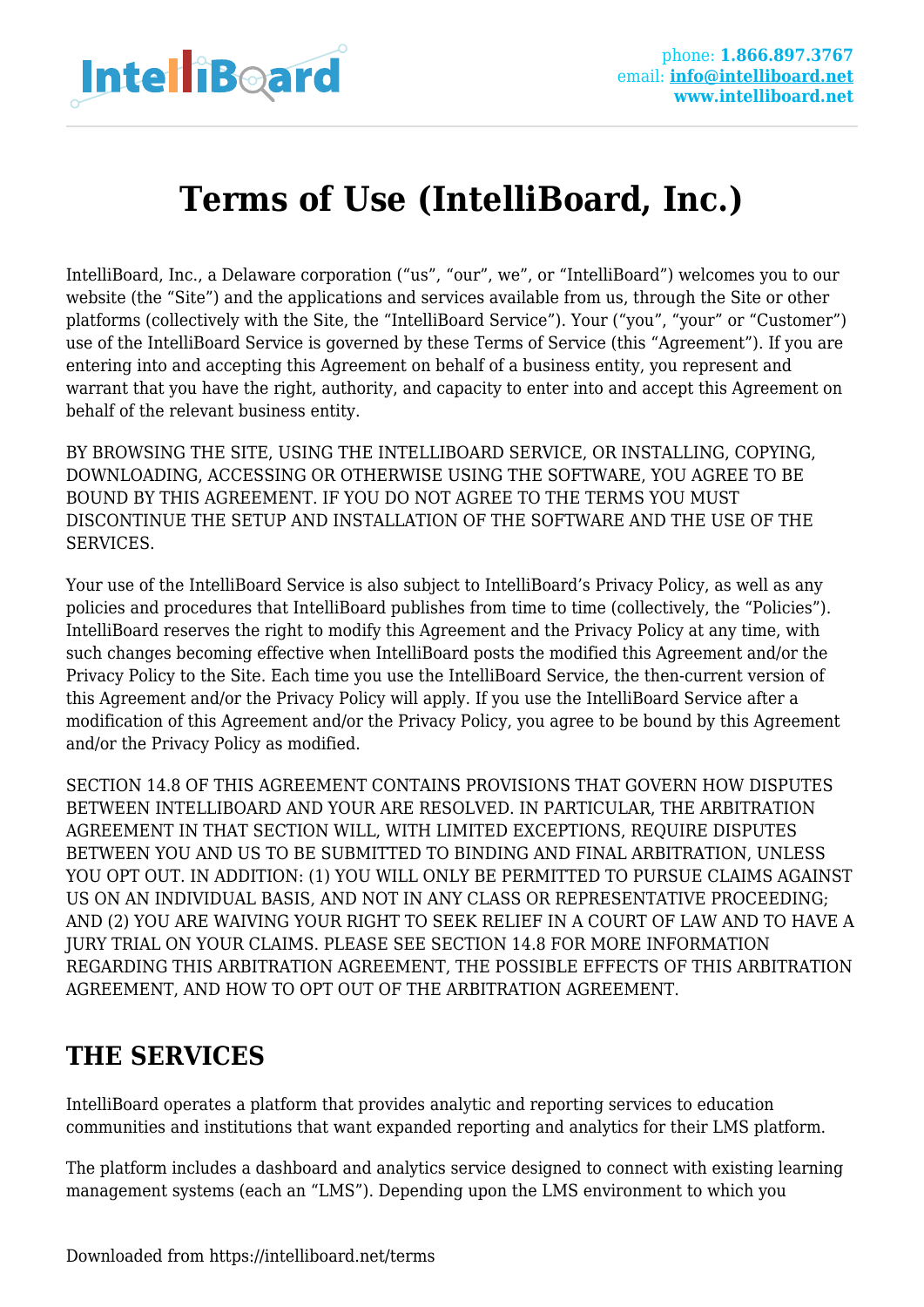# Terms of Use (IntelliBoard, Inc.)

IntelliBoard, Inc., a Delaware corporation ("us", "our", we", or "IntelliBoard") welcomes you to our website (the "Site") and the applications and services available from us, through the Site or other platforms (collectively with the Site, the "IntelliBoard Service"). Your ("you", "your" or "Customer") use of the IntelliBoard Service is governed by these Terms of Service (this "Agreement"). If you are entering into and accepting this Agreement on behalf of a business entity, you represent and warrant that you have the right, authority, and capacity to enter into and accept this Agreement on behalf of the relevant business entity.

BY BROWSING THE SITE, USING THE INTELLIBOARD SERVICE, OR INSTALLING, COPYING, DOWNLOADING, ACCESSING OR OTHERWISE USING THE SOFTWARE, YOU AGREE TO BE BOUND BY THIS AGREEMENT. IF YOU DO NOT AGREE TO THE TERMS YOU MUST DISCONTINUE THE SETUP AND INSTALLATION OF THE SOFTWARE AND THE USE OF THE SERVICES.

Your use of the IntelliBoard Service is also subject to IntelliBoard's Privacy Policy, as well as any policies and procedures that IntelliBoard publishes from time to time (collectively, the "Policies"). IntelliBoard reserves the right to modify this Agreement and the Privacy Policy at any time, with such changes becoming effective when IntelliBoard posts the modified this Agreement and/or the Privacy Policy to the Site. Each time you use the IntelliBoard Service, the then-current version of this Agreement and/or the Privacy Policy will apply. If you use the IntelliBoard Service after a modification of this Agreement and/or the Privacy Policy, you agree to be bound by this Agreement and/or the Privacy Policy as modified.

SECTION 14.8 OF THIS AGREEMENT CONTAINS PROVISIONS THAT GOVERN HOW DISPUTES BETWEEN INTELLIBOARD AND YOUR ARE RESOLVED. IN PARTICULAR, THE ARBITRATION AGREEMENT IN THAT SECTION WILL, WITH LIMITED EXCEPTIONS, REQUIRE DISPUTES BETWEEN YOU AND US TO BE SUBMITTED TO BINDING AND FINAL ARBITRATION, UNLESS YOU OPT OUT. IN ADDITION: (1) YOU WILL ONLY BE PERMITTED TO PURSUE CLAIMS AGAINST US ON AN INDIVIDUAL BASIS, AND NOT IN ANY CLASS OR REPRESENTATIVE PROCEEDING; AND (2) YOU ARE WAIVING YOUR RIGHT TO SEEK RELIEF IN A COURT OF LAW AND TO HAVE A JURY TRIAL ON YOUR CLAIMS. PLEASE SEE SECTION 14.8 FOR MORE INFORMATION REGARDING THIS ARBITRATION AGREEMENT, THE POSSIBLE EFFECTS OF THIS ARBITRATION AGREEMENT, AND HOW TO OPT OUT OF THE ARBITRATION AGREEMENT.

## THE SERVICES

IntelliBoard operates a platform that provides analytic and reporting services to education communities and institutions that want expanded reporting and analytics for their LMS platform.

The platform includes a dashboard and analytics service designed to connect with existing learning management systems (each an "LMS"). Depending upon the LMS environment to which you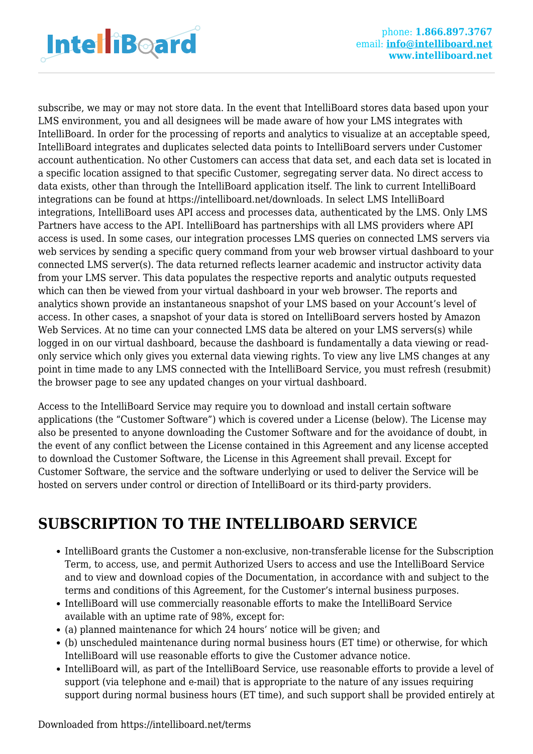subscribe, we may or may not store data. In the event that IntelliBoard stores data based upon your LMS environment, you and all designees will be made aware of how your LMS integrates with IntelliBoard. In order for the processing of reports and analytics to visualize at an acceptable speed, IntelliBoard integrates and duplicates selected data points to IntelliBoard servers under Customer account authentication. No other Customers can access that data set, and each data set is located in a specific location assigned to that specific Customer, segregating server data. No direct access to data exists, other than through the IntelliBoard application itself. The link to current IntelliBoard integrations can be found at https://intelliboard.net/downloads. In select LMS IntelliBoard integrations, IntelliBoard uses API access and processes data, authenticated by the LMS. Only LMS Partners have access to the API. IntelliBoard has partnerships with all LMS providers where API access is used. In some cases, our integration processes LMS queries on connected LMS servers via web services by sending a specific query command from your web browser virtual dashboard to your connected LMS server(s). The data returned reflects learner academic and instructor activity data from your LMS server. This data populates the respective reports and analytic outputs requested which can then be viewed from your virtual dashboard in your web browser. The reports and analytics shown provide an instantaneous snapshot of your LMS based on your Account's level of access. In other cases, a snapshot of your data is stored on IntelliBoard servers hosted by Amazon Web Services. At no time can your connected LMS data be altered on your LMS servers(s) while logged in on our virtual dashboard, because the dashboard is fundamentally a data viewing or read-only service which only gives you external data viewing rights. To view any live LMS changes at any point in time made to any LMS connected with the IntelliBoard Service, you must refresh (resubmit) the browser page to see any updated changes on your virtual dashboard.

Access to the IntelliBoard Service may require you to download and install certain software applications (the "Customer Software") which is covered under a License (below). The License may also be presented to anyone downloading the Customer Software and for the avoidance of doubt, in the event of any conflict between the License contained in this Agreement and any license accepted to download the Customer Software, the License in this Agreement shall prevail. Except for Customer Software, the service and the software underlying or used to deliver the Service will be hosted on servers under control or direction of IntelliBoard or its third-party providers.

## SUBSCRIPTION TO THE INTELLIBOARD SERVICE

- IntelliBoard grants the Customer a non-exclusive, non-transferable license for the Subscription Term, to access, use, and permit Authorized Users to access and use the IntelliBoard Service and to view and download copies of the Documentation, in accordance with and subject to the terms and conditions of this Agreement, for the Customer's internal business purposes.
- IntelliBoard will use commercially reasonable efforts to make the IntelliBoard Service available with an uptime rate of 98%, except for:
- (a) planned maintenance for which 24 hours' notice will be given; and
- (b) unscheduled maintenance during normal business hours (ET time) or otherwise, for which IntelliBoard will use reasonable efforts to give the Customer advance notice.
- IntelliBoard will, as part of the IntelliBoard Service, use reasonable efforts to provide a level of support (via telephone and e-mail) that is appropriate to the nature of any issues requiring support during normal business hours (ET time), and such support shall be provided entirely at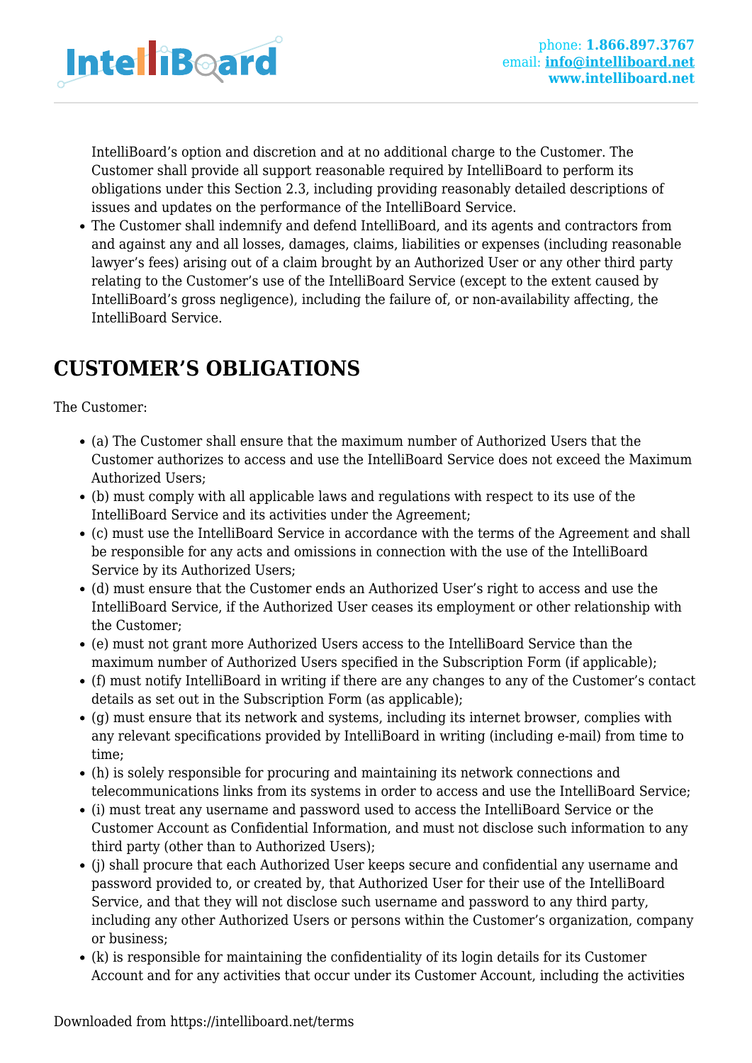IntelliBoard's option and discretion and at no additional charge to the Customer. The Customer shall provide all support reasonable required by IntelliBoard to perform its obligations under this Section 2.3, including providing reasonably detailed descriptions of issues and updates on the performance of the IntelliBoard Service.

- The Customer shall indemnify and defend IntelliBoard, and its agents and contractors from and against any and all losses, damages, claims, liabilities or expenses (including reasonable lawyer's fees) arising out of a claim brought by an Authorized User or any other third party relating to the Customer's use of the IntelliBoard Service (except to the extent caused by IntelliBoard's gross negligence), including the failure of, or non-availability affecting, the IntelliBoard Service.

## CUSTOMER'S OBLIGATIONS

The Customer:

- (a) The Customer shall ensure that the maximum number of Authorized Users that the Customer authorizes to access and use the IntelliBoard Service does not exceed the Maximum Authorized Users;
- (b) must comply with all applicable laws and regulations with respect to its use of the IntelliBoard Service and its activities under the Agreement;
- (c) must use the IntelliBoard Service in accordance with the terms of the Agreement and shall be responsible for any acts and omissions in connection with the use of the IntelliBoard Service by its Authorized Users;
- (d) must ensure that the Customer ends an Authorized User's right to access and use the IntelliBoard Service, if the Authorized User ceases its employment or other relationship with the Customer;
- (e) must not grant more Authorized Users access to the IntelliBoard Service than the maximum number of Authorized Users specified in the Subscription Form (if applicable);
- (f) must notify IntelliBoard in writing if there are any changes to any of the Customer's contact details as set out in the Subscription Form (as applicable);
- (g) must ensure that its network and systems, including its internet browser, complies with any relevant specifications provided by IntelliBoard in writing (including e-mail) from time to time;
- (h) is solely responsible for procuring and maintaining its network connections and telecommunications links from its systems in order to access and use the IntelliBoard Service;
- (i) must treat any username and password used to access the IntelliBoard Service or the Customer Account as Confidential Information, and must not disclose such information to any third party (other than to Authorized Users);
- (j) shall procure that each Authorized User keeps secure and confidential any username and password provided to, or created by, that Authorized User for their use of the IntelliBoard Service, and that they will not disclose such username and password to any third party, including any other Authorized Users or persons within the Customer's organization, company or business;
- (k) is responsible for maintaining the confidentiality of its login details for its Customer Account and for any activities that occur under its Customer Account, including the activities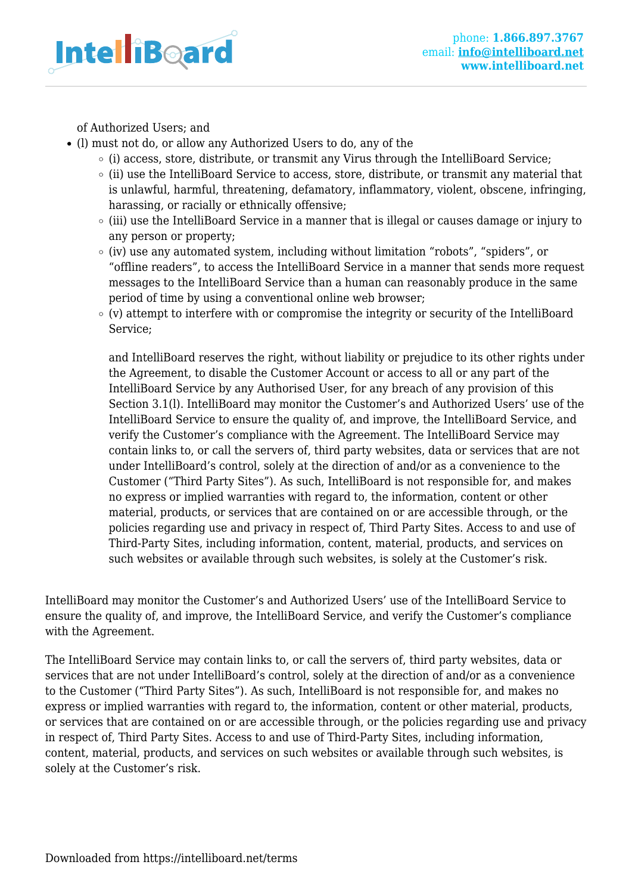of Authorized Users; and

- (l) must not do, or allow any Authorized Users to do, any of the
  - (i) access, store, distribute, or transmit any Virus through the IntelliBoard Service;
  - (ii) use the IntelliBoard Service to access, store, distribute, or transmit any material that is unlawful, harmful, threatening, defamatory, inflammatory, violent, obscene, infringing, harassing, or racially or ethnically offensive;
  - (iii) use the IntelliBoard Service in a manner that is illegal or causes damage or injury to any person or property;
  - (iv) use any automated system, including without limitation "robots", "spiders", or "offline readers", to access the IntelliBoard Service in a manner that sends more request messages to the IntelliBoard Service than a human can reasonably produce in the same period of time by using a conventional online web browser;
  - (v) attempt to interfere with or compromise the integrity or security of the IntelliBoard Service;

    and IntelliBoard reserves the right, without liability or prejudice to its other rights under the Agreement, to disable the Customer Account or access to all or any part of the IntelliBoard Service by any Authorised User, for any breach of any provision of this Section 3.1(l). IntelliBoard may monitor the Customer's and Authorized Users' use of the IntelliBoard Service to ensure the quality of, and improve, the IntelliBoard Service, and verify the Customer's compliance with the Agreement. The IntelliBoard Service may contain links to, or call the servers of, third party websites, data or services that are not under IntelliBoard's control, solely at the direction of and/or as a convenience to the Customer ("Third Party Sites"). As such, IntelliBoard is not responsible for, and makes no express or implied warranties with regard to, the information, content or other material, products, or services that are contained on or are accessible through, or the policies regarding use and privacy in respect of, Third Party Sites. Access to and use of Third-Party Sites, including information, content, material, products, and services on such websites or available through such websites, is solely at the Customer's risk.

IntelliBoard may monitor the Customer's and Authorized Users' use of the IntelliBoard Service to ensure the quality of, and improve, the IntelliBoard Service, and verify the Customer's compliance with the Agreement.

The IntelliBoard Service may contain links to, or call the servers of, third party websites, data or services that are not under IntelliBoard's control, solely at the direction of and/or as a convenience to the Customer ("Third Party Sites"). As such, IntelliBoard is not responsible for, and makes no express or implied warranties with regard to, the information, content or other material, products, or services that are contained on or are accessible through, or the policies regarding use and privacy in respect of, Third Party Sites. Access to and use of Third-Party Sites, including information, content, material, products, and services on such websites or available through such websites, is solely at the Customer's risk.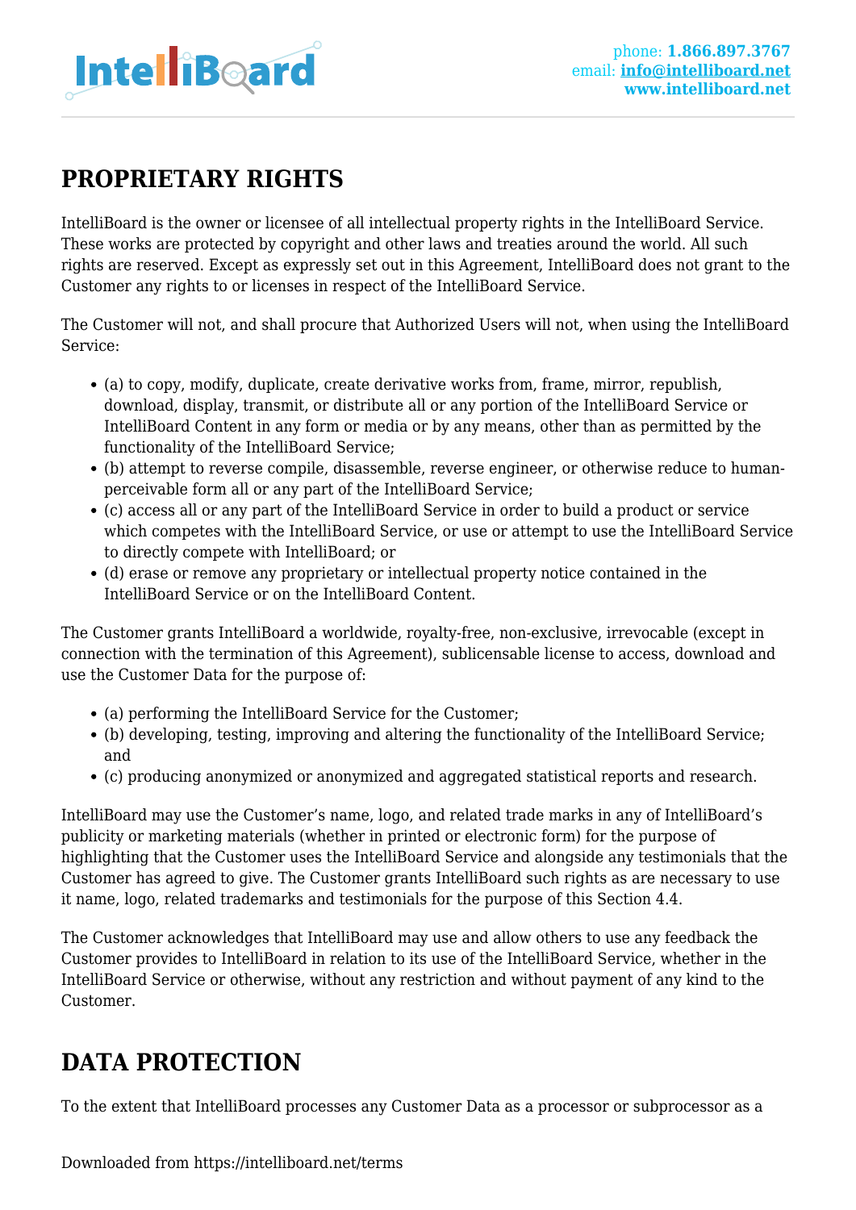## PROPRIETARY RIGHTS

IntelliBoard is the owner or licensee of all intellectual property rights in the IntelliBoard Service. These works are protected by copyright and other laws and treaties around the world. All such rights are reserved. Except as expressly set out in this Agreement, IntelliBoard does not grant to the Customer any rights to or licenses in respect of the IntelliBoard Service.

The Customer will not, and shall procure that Authorized Users will not, when using the IntelliBoard Service:

- (a) to copy, modify, duplicate, create derivative works from, frame, mirror, republish, download, display, transmit, or distribute all or any portion of the IntelliBoard Service or IntelliBoard Content in any form or media or by any means, other than as permitted by the functionality of the IntelliBoard Service;
- (b) attempt to reverse compile, disassemble, reverse engineer, or otherwise reduce to human-perceivable form all or any part of the IntelliBoard Service;
- (c) access all or any part of the IntelliBoard Service in order to build a product or service which competes with the IntelliBoard Service, or use or attempt to use the IntelliBoard Service to directly compete with IntelliBoard; or
- (d) erase or remove any proprietary or intellectual property notice contained in the IntelliBoard Service or on the IntelliBoard Content.

The Customer grants IntelliBoard a worldwide, royalty-free, non-exclusive, irrevocable (except in connection with the termination of this Agreement), sublicensable license to access, download and use the Customer Data for the purpose of:

- (a) performing the IntelliBoard Service for the Customer;
- (b) developing, testing, improving and altering the functionality of the IntelliBoard Service; and
- (c) producing anonymized or anonymized and aggregated statistical reports and research.

IntelliBoard may use the Customer's name, logo, and related trade marks in any of IntelliBoard's publicity or marketing materials (whether in printed or electronic form) for the purpose of highlighting that the Customer uses the IntelliBoard Service and alongside any testimonials that the Customer has agreed to give. The Customer grants IntelliBoard such rights as are necessary to use it name, logo, related trademarks and testimonials for the purpose of this Section 4.4.

The Customer acknowledges that IntelliBoard may use and allow others to use any feedback the Customer provides to IntelliBoard in relation to its use of the IntelliBoard Service, whether in the IntelliBoard Service or otherwise, without any restriction and without payment of any kind to the Customer.

## DATA PROTECTION

To the extent that IntelliBoard processes any Customer Data as a processor or subprocessor as a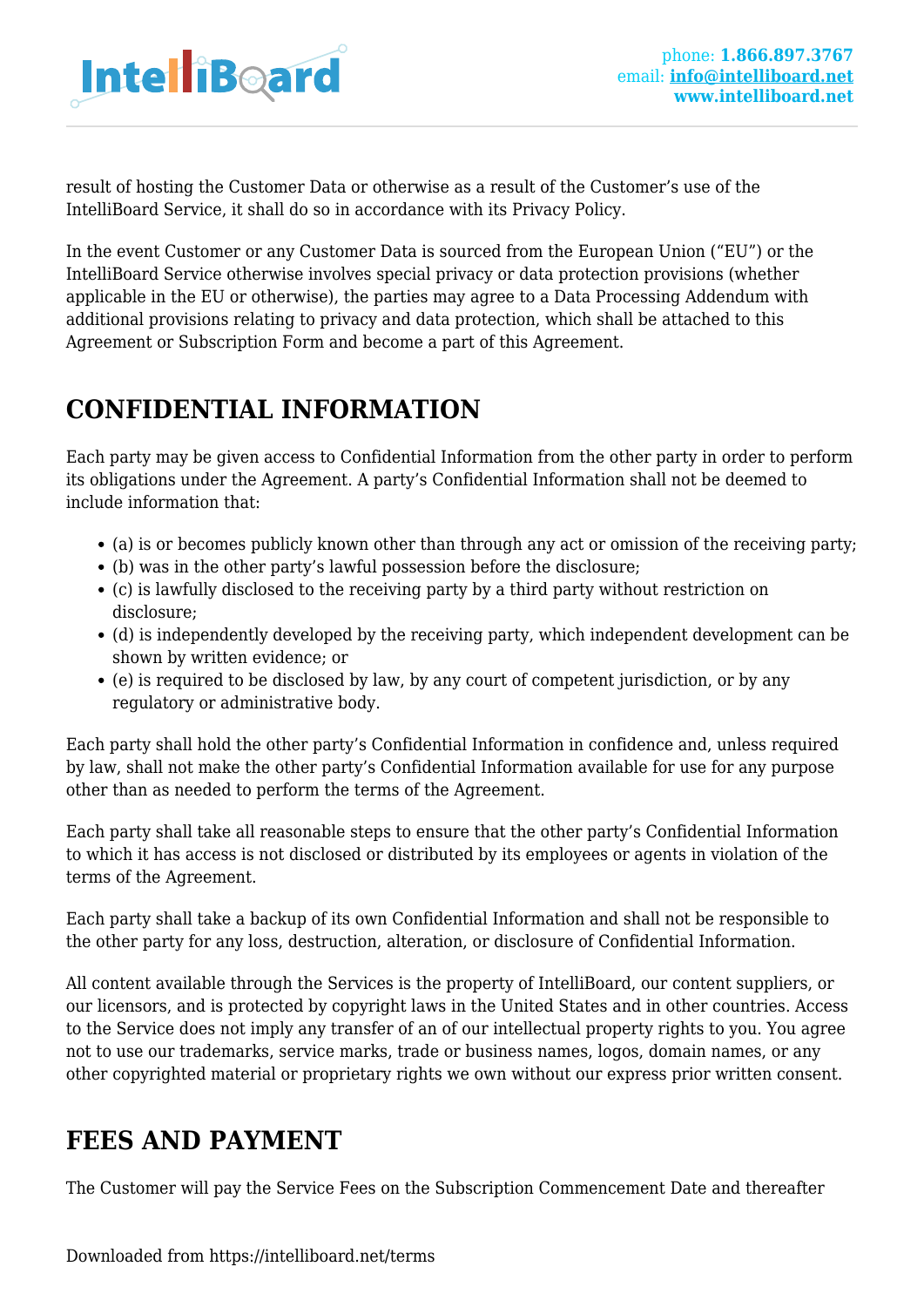result of hosting the Customer Data or otherwise as a result of the Customer's use of the IntelliBoard Service, it shall do so in accordance with its Privacy Policy.

In the event Customer or any Customer Data is sourced from the European Union ("EU") or the IntelliBoard Service otherwise involves special privacy or data protection provisions (whether applicable in the EU or otherwise), the parties may agree to a Data Processing Addendum with additional provisions relating to privacy and data protection, which shall be attached to this Agreement or Subscription Form and become a part of this Agreement.

## CONFIDENTIAL INFORMATION

Each party may be given access to Confidential Information from the other party in order to perform its obligations under the Agreement. A party's Confidential Information shall not be deemed to include information that:

- (a) is or becomes publicly known other than through any act or omission of the receiving party;
- (b) was in the other party's lawful possession before the disclosure;
- (c) is lawfully disclosed to the receiving party by a third party without restriction on disclosure;
- (d) is independently developed by the receiving party, which independent development can be shown by written evidence; or
- (e) is required to be disclosed by law, by any court of competent jurisdiction, or by any regulatory or administrative body.

Each party shall hold the other party's Confidential Information in confidence and, unless required by law, shall not make the other party's Confidential Information available for use for any purpose other than as needed to perform the terms of the Agreement.

Each party shall take all reasonable steps to ensure that the other party's Confidential Information to which it has access is not disclosed or distributed by its employees or agents in violation of the terms of the Agreement.

Each party shall take a backup of its own Confidential Information and shall not be responsible to the other party for any loss, destruction, alteration, or disclosure of Confidential Information.

All content available through the Services is the property of IntelliBoard, our content suppliers, or our licensors, and is protected by copyright laws in the United States and in other countries. Access to the Service does not imply any transfer of an of our intellectual property rights to you. You agree not to use our trademarks, service marks, trade or business names, logos, domain names, or any other copyrighted material or proprietary rights we own without our express prior written consent.

## FEES AND PAYMENT

The Customer will pay the Service Fees on the Subscription Commencement Date and thereafter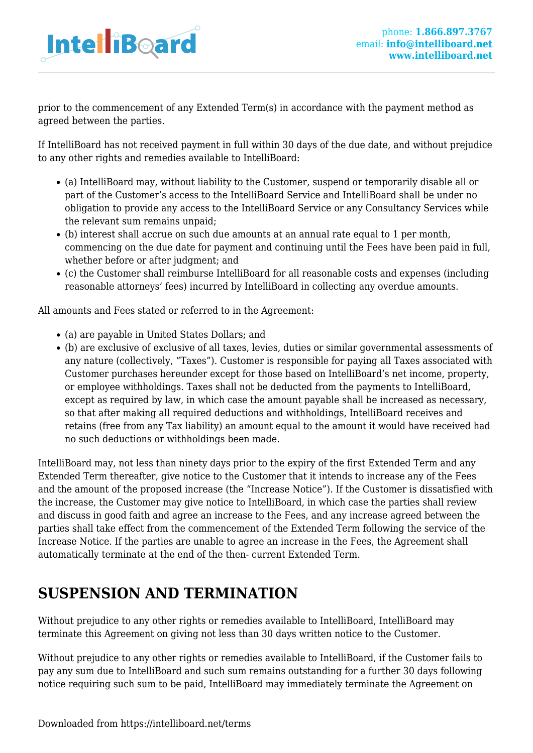prior to the commencement of any Extended Term(s) in accordance with the payment method as agreed between the parties.

If IntelliBoard has not received payment in full within 30 days of the due date, and without prejudice to any other rights and remedies available to IntelliBoard:

- (a) IntelliBoard may, without liability to the Customer, suspend or temporarily disable all or part of the Customer's access to the IntelliBoard Service and IntelliBoard shall be under no obligation to provide any access to the IntelliBoard Service or any Consultancy Services while the relevant sum remains unpaid;
- (b) interest shall accrue on such due amounts at an annual rate equal to 1 per month, commencing on the due date for payment and continuing until the Fees have been paid in full, whether before or after judgment; and
- (c) the Customer shall reimburse IntelliBoard for all reasonable costs and expenses (including reasonable attorneys' fees) incurred by IntelliBoard in collecting any overdue amounts.

All amounts and Fees stated or referred to in the Agreement:

- (a) are payable in United States Dollars; and
- (b) are exclusive of exclusive of all taxes, levies, duties or similar governmental assessments of any nature (collectively, "Taxes"). Customer is responsible for paying all Taxes associated with Customer purchases hereunder except for those based on IntelliBoard's net income, property, or employee withholdings. Taxes shall not be deducted from the payments to IntelliBoard, except as required by law, in which case the amount payable shall be increased as necessary, so that after making all required deductions and withholdings, IntelliBoard receives and retains (free from any Tax liability) an amount equal to the amount it would have received had no such deductions or withholdings been made.

IntelliBoard may, not less than ninety days prior to the expiry of the first Extended Term and any Extended Term thereafter, give notice to the Customer that it intends to increase any of the Fees and the amount of the proposed increase (the "Increase Notice"). If the Customer is dissatisfied with the increase, the Customer may give notice to IntelliBoard, in which case the parties shall review and discuss in good faith and agree an increase to the Fees, and any increase agreed between the parties shall take effect from the commencement of the Extended Term following the service of the Increase Notice. If the parties are unable to agree an increase in the Fees, the Agreement shall automatically terminate at the end of the then- current Extended Term.

## SUSPENSION AND TERMINATION

Without prejudice to any other rights or remedies available to IntelliBoard, IntelliBoard may terminate this Agreement on giving not less than 30 days written notice to the Customer.

Without prejudice to any other rights or remedies available to IntelliBoard, if the Customer fails to pay any sum due to IntelliBoard and such sum remains outstanding for a further 30 days following notice requiring such sum to be paid, IntelliBoard may immediately terminate the Agreement on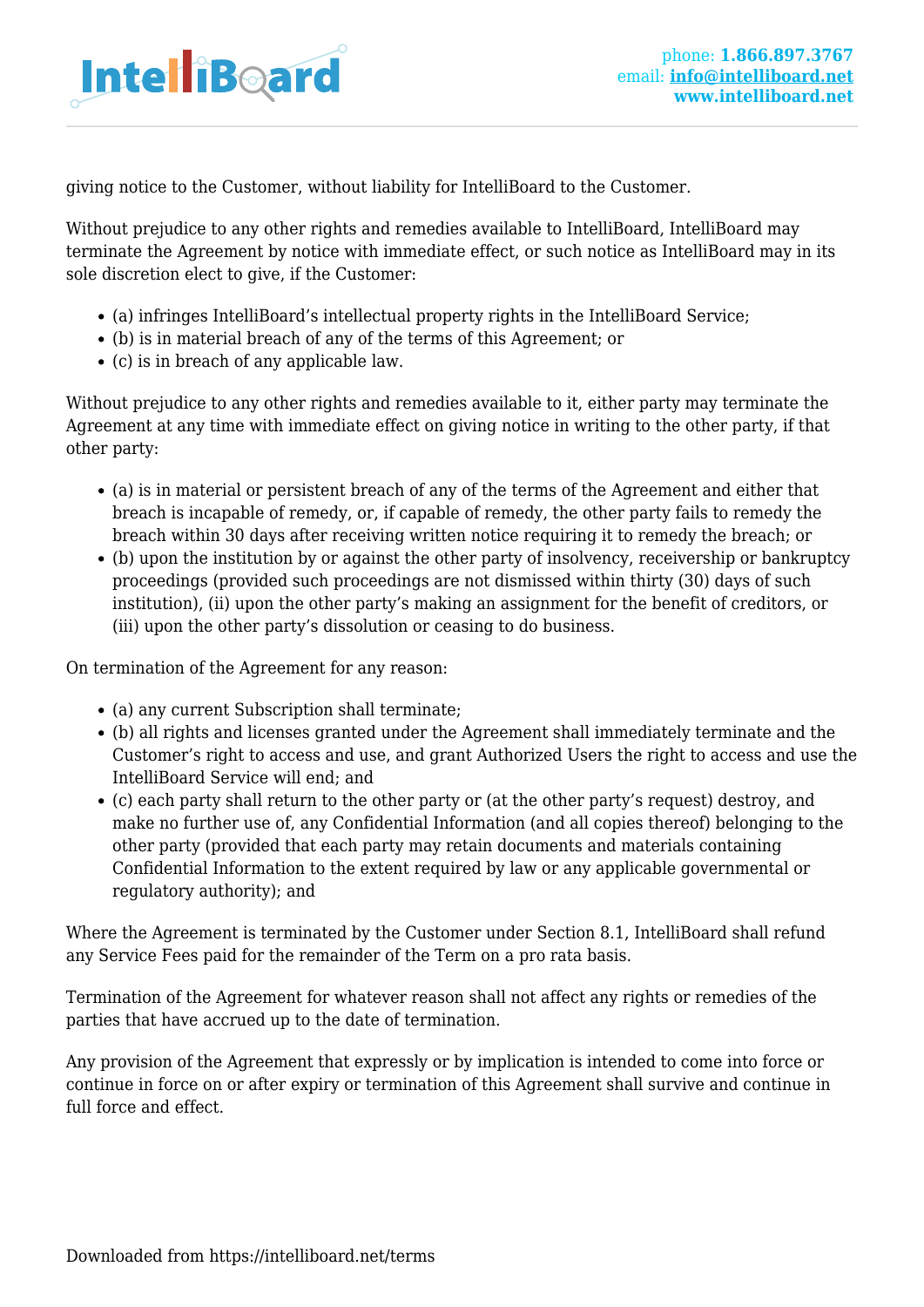giving notice to the Customer, without liability for IntelliBoard to the Customer.

Without prejudice to any other rights and remedies available to IntelliBoard, IntelliBoard may terminate the Agreement by notice with immediate effect, or such notice as IntelliBoard may in its sole discretion elect to give, if the Customer:

- (a) infringes IntelliBoard's intellectual property rights in the IntelliBoard Service;
- (b) is in material breach of any of the terms of this Agreement; or
- (c) is in breach of any applicable law.

Without prejudice to any other rights and remedies available to it, either party may terminate the Agreement at any time with immediate effect on giving notice in writing to the other party, if that other party:

- (a) is in material or persistent breach of any of the terms of the Agreement and either that breach is incapable of remedy, or, if capable of remedy, the other party fails to remedy the breach within 30 days after receiving written notice requiring it to remedy the breach; or
- (b) upon the institution by or against the other party of insolvency, receivership or bankruptcy proceedings (provided such proceedings are not dismissed within thirty (30) days of such institution), (ii) upon the other party's making an assignment for the benefit of creditors, or (iii) upon the other party's dissolution or ceasing to do business.

On termination of the Agreement for any reason:

- (a) any current Subscription shall terminate;
- (b) all rights and licenses granted under the Agreement shall immediately terminate and the Customer's right to access and use, and grant Authorized Users the right to access and use the IntelliBoard Service will end; and
- (c) each party shall return to the other party or (at the other party's request) destroy, and make no further use of, any Confidential Information (and all copies thereof) belonging to the other party (provided that each party may retain documents and materials containing Confidential Information to the extent required by law or any applicable governmental or regulatory authority); and

Where the Agreement is terminated by the Customer under Section 8.1, IntelliBoard shall refund any Service Fees paid for the remainder of the Term on a pro rata basis.

Termination of the Agreement for whatever reason shall not affect any rights or remedies of the parties that have accrued up to the date of termination.

Any provision of the Agreement that expressly or by implication is intended to come into force or continue in force on or after expiry or termination of this Agreement shall survive and continue in full force and effect.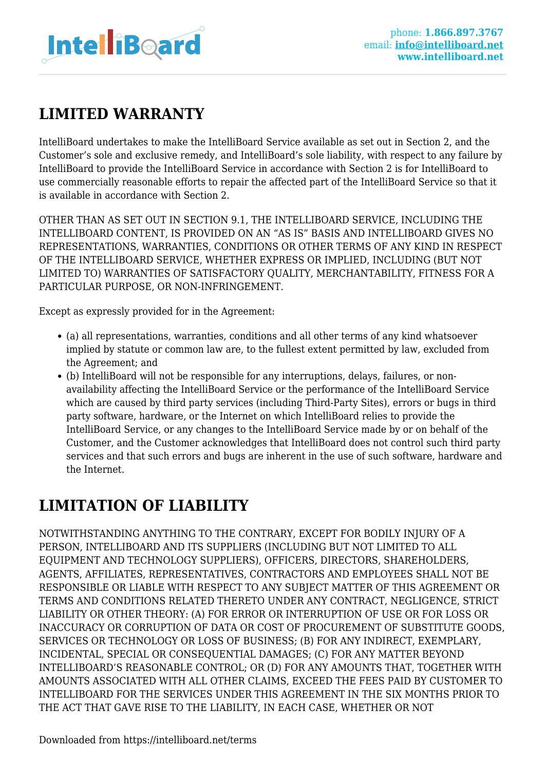## LIMITED WARRANTY

IntelliBoard undertakes to make the IntelliBoard Service available as set out in Section 2, and the Customer's sole and exclusive remedy, and IntelliBoard's sole liability, with respect to any failure by IntelliBoard to provide the IntelliBoard Service in accordance with Section 2 is for IntelliBoard to use commercially reasonable efforts to repair the affected part of the IntelliBoard Service so that it is available in accordance with Section 2.

OTHER THAN AS SET OUT IN SECTION 9.1, THE INTELLIBOARD SERVICE, INCLUDING THE INTELLIBOARD CONTENT, IS PROVIDED ON AN "AS IS" BASIS AND INTELLIBOARD GIVES NO REPRESENTATIONS, WARRANTIES, CONDITIONS OR OTHER TERMS OF ANY KIND IN RESPECT OF THE INTELLIBOARD SERVICE, WHETHER EXPRESS OR IMPLIED, INCLUDING (BUT NOT LIMITED TO) WARRANTIES OF SATISFACTORY QUALITY, MERCHANTABILITY, FITNESS FOR A PARTICULAR PURPOSE, OR NON-INFRINGEMENT.

Except as expressly provided for in the Agreement:

- (a) all representations, warranties, conditions and all other terms of any kind whatsoever implied by statute or common law are, to the fullest extent permitted by law, excluded from the Agreement; and
- (b) IntelliBoard will not be responsible for any interruptions, delays, failures, or non-availability affecting the IntelliBoard Service or the performance of the IntelliBoard Service which are caused by third party services (including Third-Party Sites), errors or bugs in third party software, hardware, or the Internet on which IntelliBoard relies to provide the IntelliBoard Service, or any changes to the IntelliBoard Service made by or on behalf of the Customer, and the Customer acknowledges that IntelliBoard does not control such third party services and that such errors and bugs are inherent in the use of such software, hardware and the Internet.

## LIMITATION OF LIABILITY

NOTWITHSTANDING ANYTHING TO THE CONTRARY, EXCEPT FOR BODILY INJURY OF A PERSON, INTELLIBOARD AND ITS SUPPLIERS (INCLUDING BUT NOT LIMITED TO ALL EQUIPMENT AND TECHNOLOGY SUPPLIERS), OFFICERS, DIRECTORS, SHAREHOLDERS, AGENTS, AFFILIATES, REPRESENTATIVES, CONTRACTORS AND EMPLOYEES SHALL NOT BE RESPONSIBLE OR LIABLE WITH RESPECT TO ANY SUBJECT MATTER OF THIS AGREEMENT OR TERMS AND CONDITIONS RELATED THERETO UNDER ANY CONTRACT, NEGLIGENCE, STRICT LIABILITY OR OTHER THEORY: (A) FOR ERROR OR INTERRUPTION OF USE OR FOR LOSS OR INACCURACY OR CORRUPTION OF DATA OR COST OF PROCUREMENT OF SUBSTITUTE GOODS, SERVICES OR TECHNOLOGY OR LOSS OF BUSINESS; (B) FOR ANY INDIRECT, EXEMPLARY, INCIDENTAL, SPECIAL OR CONSEQUENTIAL DAMAGES; (C) FOR ANY MATTER BEYOND INTELLIBOARD'S REASONABLE CONTROL; OR (D) FOR ANY AMOUNTS THAT, TOGETHER WITH AMOUNTS ASSOCIATED WITH ALL OTHER CLAIMS, EXCEED THE FEES PAID BY CUSTOMER TO INTELLIBOARD FOR THE SERVICES UNDER THIS AGREEMENT IN THE SIX MONTHS PRIOR TO THE ACT THAT GAVE RISE TO THE LIABILITY, IN EACH CASE, WHETHER OR NOT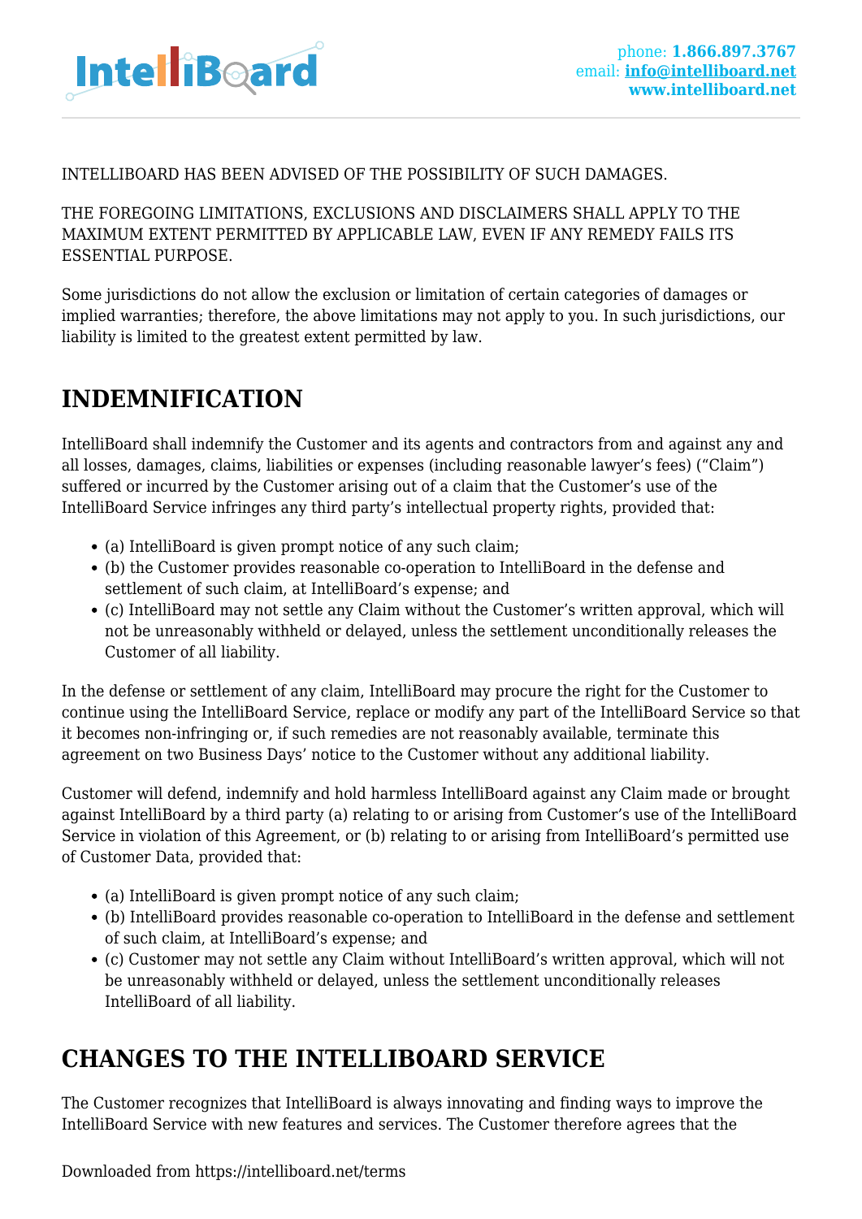INTELLIBOARD HAS BEEN ADVISED OF THE POSSIBILITY OF SUCH DAMAGES.

THE FOREGOING LIMITATIONS, EXCLUSIONS AND DISCLAIMERS SHALL APPLY TO THE MAXIMUM EXTENT PERMITTED BY APPLICABLE LAW, EVEN IF ANY REMEDY FAILS ITS ESSENTIAL PURPOSE.

Some jurisdictions do not allow the exclusion or limitation of certain categories of damages or implied warranties; therefore, the above limitations may not apply to you. In such jurisdictions, our liability is limited to the greatest extent permitted by law.

## INDEMNIFICATION

IntelliBoard shall indemnify the Customer and its agents and contractors from and against any and all losses, damages, claims, liabilities or expenses (including reasonable lawyer's fees) ("Claim") suffered or incurred by the Customer arising out of a claim that the Customer's use of the IntelliBoard Service infringes any third party's intellectual property rights, provided that:

- (a) IntelliBoard is given prompt notice of any such claim;
- (b) the Customer provides reasonable co-operation to IntelliBoard in the defense and settlement of such claim, at IntelliBoard's expense; and
- (c) IntelliBoard may not settle any Claim without the Customer's written approval, which will not be unreasonably withheld or delayed, unless the settlement unconditionally releases the Customer of all liability.

In the defense or settlement of any claim, IntelliBoard may procure the right for the Customer to continue using the IntelliBoard Service, replace or modify any part of the IntelliBoard Service so that it becomes non-infringing or, if such remedies are not reasonably available, terminate this agreement on two Business Days' notice to the Customer without any additional liability.

Customer will defend, indemnify and hold harmless IntelliBoard against any Claim made or brought against IntelliBoard by a third party (a) relating to or arising from Customer's use of the IntelliBoard Service in violation of this Agreement, or (b) relating to or arising from IntelliBoard's permitted use of Customer Data, provided that:

- (a) IntelliBoard is given prompt notice of any such claim;
- (b) IntelliBoard provides reasonable co-operation to IntelliBoard in the defense and settlement of such claim, at IntelliBoard's expense; and
- (c) Customer may not settle any Claim without IntelliBoard's written approval, which will not be unreasonably withheld or delayed, unless the settlement unconditionally releases IntelliBoard of all liability.

## CHANGES TO THE INTELLIBOARD SERVICE

The Customer recognizes that IntelliBoard is always innovating and finding ways to improve the IntelliBoard Service with new features and services. The Customer therefore agrees that the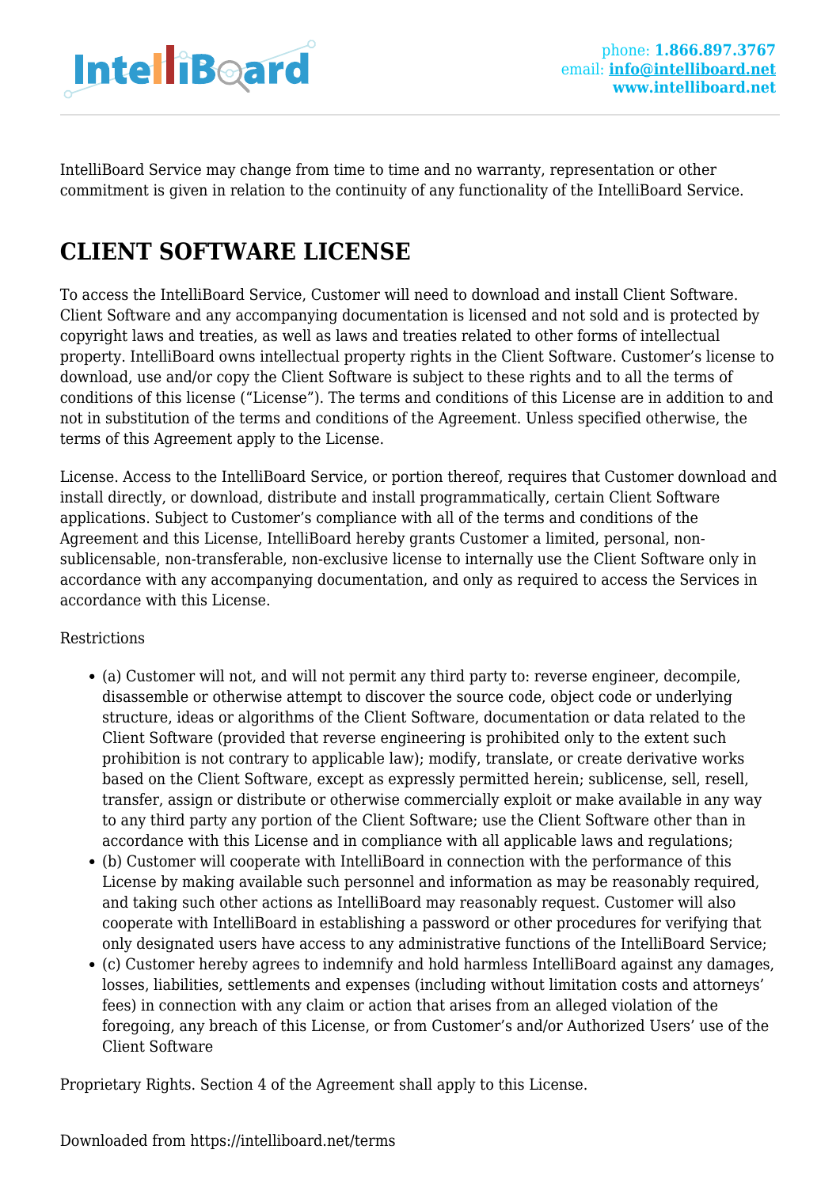IntelliBoard Service may change from time to time and no warranty, representation or other commitment is given in relation to the continuity of any functionality of the IntelliBoard Service.

## CLIENT SOFTWARE LICENSE

To access the IntelliBoard Service, Customer will need to download and install Client Software. Client Software and any accompanying documentation is licensed and not sold and is protected by copyright laws and treaties, as well as laws and treaties related to other forms of intellectual property. IntelliBoard owns intellectual property rights in the Client Software. Customer's license to download, use and/or copy the Client Software is subject to these rights and to all the terms of conditions of this license ("License"). The terms and conditions of this License are in addition to and not in substitution of the terms and conditions of the Agreement. Unless specified otherwise, the terms of this Agreement apply to the License.

License. Access to the IntelliBoard Service, or portion thereof, requires that Customer download and install directly, or download, distribute and install programmatically, certain Client Software applications. Subject to Customer's compliance with all of the terms and conditions of the Agreement and this License, IntelliBoard hereby grants Customer a limited, personal, non-sublicensable, non-transferable, non-exclusive license to internally use the Client Software only in accordance with any accompanying documentation, and only as required to access the Services in accordance with this License.

Restrictions

- (a) Customer will not, and will not permit any third party to: reverse engineer, decompile, disassemble or otherwise attempt to discover the source code, object code or underlying structure, ideas or algorithms of the Client Software, documentation or data related to the Client Software (provided that reverse engineering is prohibited only to the extent such prohibition is not contrary to applicable law); modify, translate, or create derivative works based on the Client Software, except as expressly permitted herein; sublicense, sell, resell, transfer, assign or distribute or otherwise commercially exploit or make available in any way to any third party any portion of the Client Software; use the Client Software other than in accordance with this License and in compliance with all applicable laws and regulations;
- (b) Customer will cooperate with IntelliBoard in connection with the performance of this License by making available such personnel and information as may be reasonably required, and taking such other actions as IntelliBoard may reasonably request. Customer will also cooperate with IntelliBoard in establishing a password or other procedures for verifying that only designated users have access to any administrative functions of the IntelliBoard Service;
- (c) Customer hereby agrees to indemnify and hold harmless IntelliBoard against any damages, losses, liabilities, settlements and expenses (including without limitation costs and attorneys' fees) in connection with any claim or action that arises from an alleged violation of the foregoing, any breach of this License, or from Customer's and/or Authorized Users' use of the Client Software

Proprietary Rights. Section 4 of the Agreement shall apply to this License.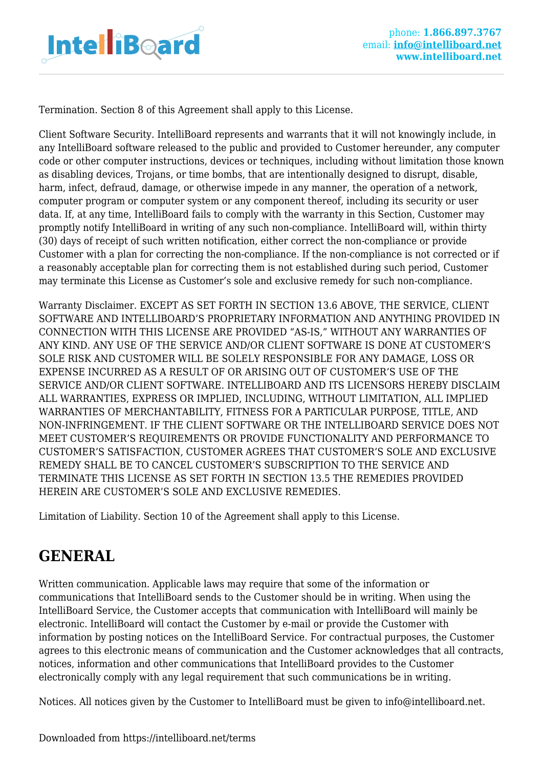Termination. Section 8 of this Agreement shall apply to this License.

Client Software Security. IntelliBoard represents and warrants that it will not knowingly include, in any IntelliBoard software released to the public and provided to Customer hereunder, any computer code or other computer instructions, devices or techniques, including without limitation those known as disabling devices, Trojans, or time bombs, that are intentionally designed to disrupt, disable, harm, infect, defraud, damage, or otherwise impede in any manner, the operation of a network, computer program or computer system or any component thereof, including its security or user data. If, at any time, IntelliBoard fails to comply with the warranty in this Section, Customer may promptly notify IntelliBoard in writing of any such non-compliance. IntelliBoard will, within thirty (30) days of receipt of such written notification, either correct the non-compliance or provide Customer with a plan for correcting the non-compliance. If the non-compliance is not corrected or if a reasonably acceptable plan for correcting them is not established during such period, Customer may terminate this License as Customer's sole and exclusive remedy for such non-compliance.

Warranty Disclaimer. EXCEPT AS SET FORTH IN SECTION 13.6 ABOVE, THE SERVICE, CLIENT SOFTWARE AND INTELLIBOARD'S PROPRIETARY INFORMATION AND ANYTHING PROVIDED IN CONNECTION WITH THIS LICENSE ARE PROVIDED "AS-IS," WITHOUT ANY WARRANTIES OF ANY KIND. ANY USE OF THE SERVICE AND/OR CLIENT SOFTWARE IS DONE AT CUSTOMER'S SOLE RISK AND CUSTOMER WILL BE SOLELY RESPONSIBLE FOR ANY DAMAGE, LOSS OR EXPENSE INCURRED AS A RESULT OF OR ARISING OUT OF CUSTOMER'S USE OF THE SERVICE AND/OR CLIENT SOFTWARE. INTELLIBOARD AND ITS LICENSORS HEREBY DISCLAIM ALL WARRANTIES, EXPRESS OR IMPLIED, INCLUDING, WITHOUT LIMITATION, ALL IMPLIED WARRANTIES OF MERCHANTABILITY, FITNESS FOR A PARTICULAR PURPOSE, TITLE, AND NON-INFRINGEMENT. IF THE CLIENT SOFTWARE OR THE INTELLIBOARD SERVICE DOES NOT MEET CUSTOMER'S REQUIREMENTS OR PROVIDE FUNCTIONALITY AND PERFORMANCE TO CUSTOMER'S SATISFACTION, CUSTOMER AGREES THAT CUSTOMER'S SOLE AND EXCLUSIVE REMEDY SHALL BE TO CANCEL CUSTOMER'S SUBSCRIPTION TO THE SERVICE AND TERMINATE THIS LICENSE AS SET FORTH IN SECTION 13.5 THE REMEDIES PROVIDED HEREIN ARE CUSTOMER'S SOLE AND EXCLUSIVE REMEDIES.

Limitation of Liability. Section 10 of the Agreement shall apply to this License.

## GENERAL

Written communication. Applicable laws may require that some of the information or communications that IntelliBoard sends to the Customer should be in writing. When using the IntelliBoard Service, the Customer accepts that communication with IntelliBoard will mainly be electronic. IntelliBoard will contact the Customer by e-mail or provide the Customer with information by posting notices on the IntelliBoard Service. For contractual purposes, the Customer agrees to this electronic means of communication and the Customer acknowledges that all contracts, notices, information and other communications that IntelliBoard provides to the Customer electronically comply with any legal requirement that such communications be in writing.

Notices. All notices given by the Customer to IntelliBoard must be given to info@intelliboard.net.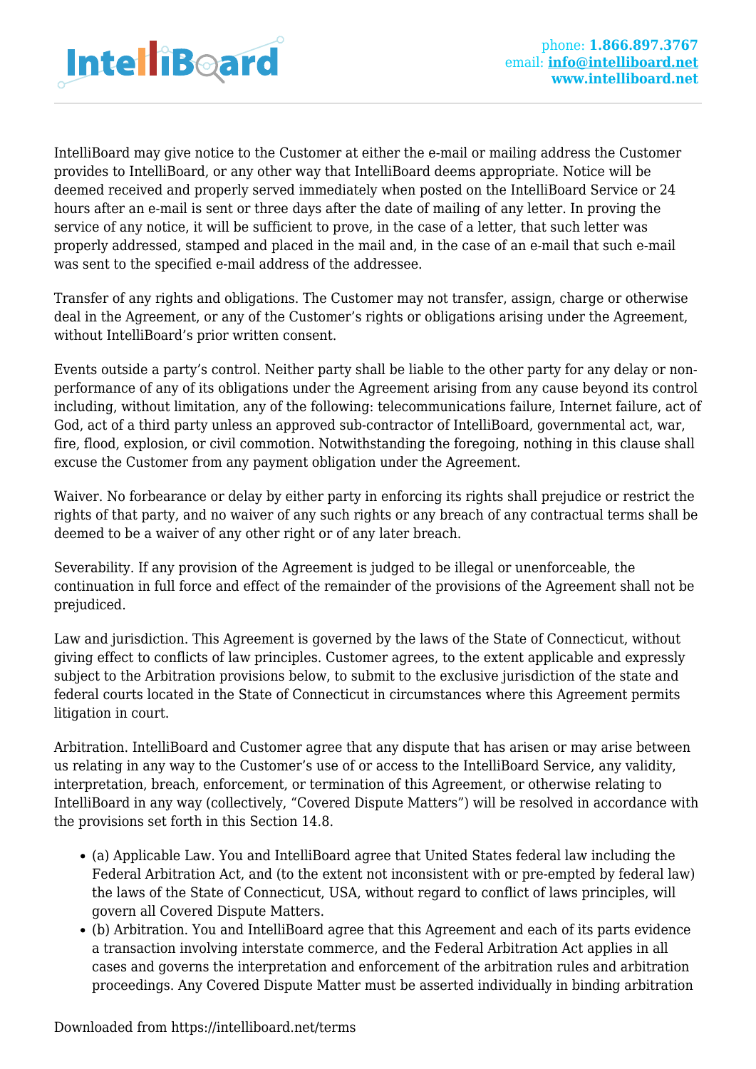IntelliBoard may give notice to the Customer at either the e-mail or mailing address the Customer provides to IntelliBoard, or any other way that IntelliBoard deems appropriate. Notice will be deemed received and properly served immediately when posted on the IntelliBoard Service or 24 hours after an e-mail is sent or three days after the date of mailing of any letter. In proving the service of any notice, it will be sufficient to prove, in the case of a letter, that such letter was properly addressed, stamped and placed in the mail and, in the case of an e-mail that such e-mail was sent to the specified e-mail address of the addressee.

Transfer of any rights and obligations. The Customer may not transfer, assign, charge or otherwise deal in the Agreement, or any of the Customer's rights or obligations arising under the Agreement, without IntelliBoard's prior written consent.

Events outside a party's control. Neither party shall be liable to the other party for any delay or non-performance of any of its obligations under the Agreement arising from any cause beyond its control including, without limitation, any of the following: telecommunications failure, Internet failure, act of God, act of a third party unless an approved sub-contractor of IntelliBoard, governmental act, war, fire, flood, explosion, or civil commotion. Notwithstanding the foregoing, nothing in this clause shall excuse the Customer from any payment obligation under the Agreement.

Waiver. No forbearance or delay by either party in enforcing its rights shall prejudice or restrict the rights of that party, and no waiver of any such rights or any breach of any contractual terms shall be deemed to be a waiver of any other right or of any later breach.

Severability. If any provision of the Agreement is judged to be illegal or unenforceable, the continuation in full force and effect of the remainder of the provisions of the Agreement shall not be prejudiced.

Law and jurisdiction. This Agreement is governed by the laws of the State of Connecticut, without giving effect to conflicts of law principles. Customer agrees, to the extent applicable and expressly subject to the Arbitration provisions below, to submit to the exclusive jurisdiction of the state and federal courts located in the State of Connecticut in circumstances where this Agreement permits litigation in court.

Arbitration. IntelliBoard and Customer agree that any dispute that has arisen or may arise between us relating in any way to the Customer's use of or access to the IntelliBoard Service, any validity, interpretation, breach, enforcement, or termination of this Agreement, or otherwise relating to IntelliBoard in any way (collectively, "Covered Dispute Matters") will be resolved in accordance with the provisions set forth in this Section 14.8.

- (a) Applicable Law. You and IntelliBoard agree that United States federal law including the Federal Arbitration Act, and (to the extent not inconsistent with or pre-empted by federal law) the laws of the State of Connecticut, USA, without regard to conflict of laws principles, will govern all Covered Dispute Matters.
- (b) Arbitration. You and IntelliBoard agree that this Agreement and each of its parts evidence a transaction involving interstate commerce, and the Federal Arbitration Act applies in all cases and governs the interpretation and enforcement of the arbitration rules and arbitration proceedings. Any Covered Dispute Matter must be asserted individually in binding arbitration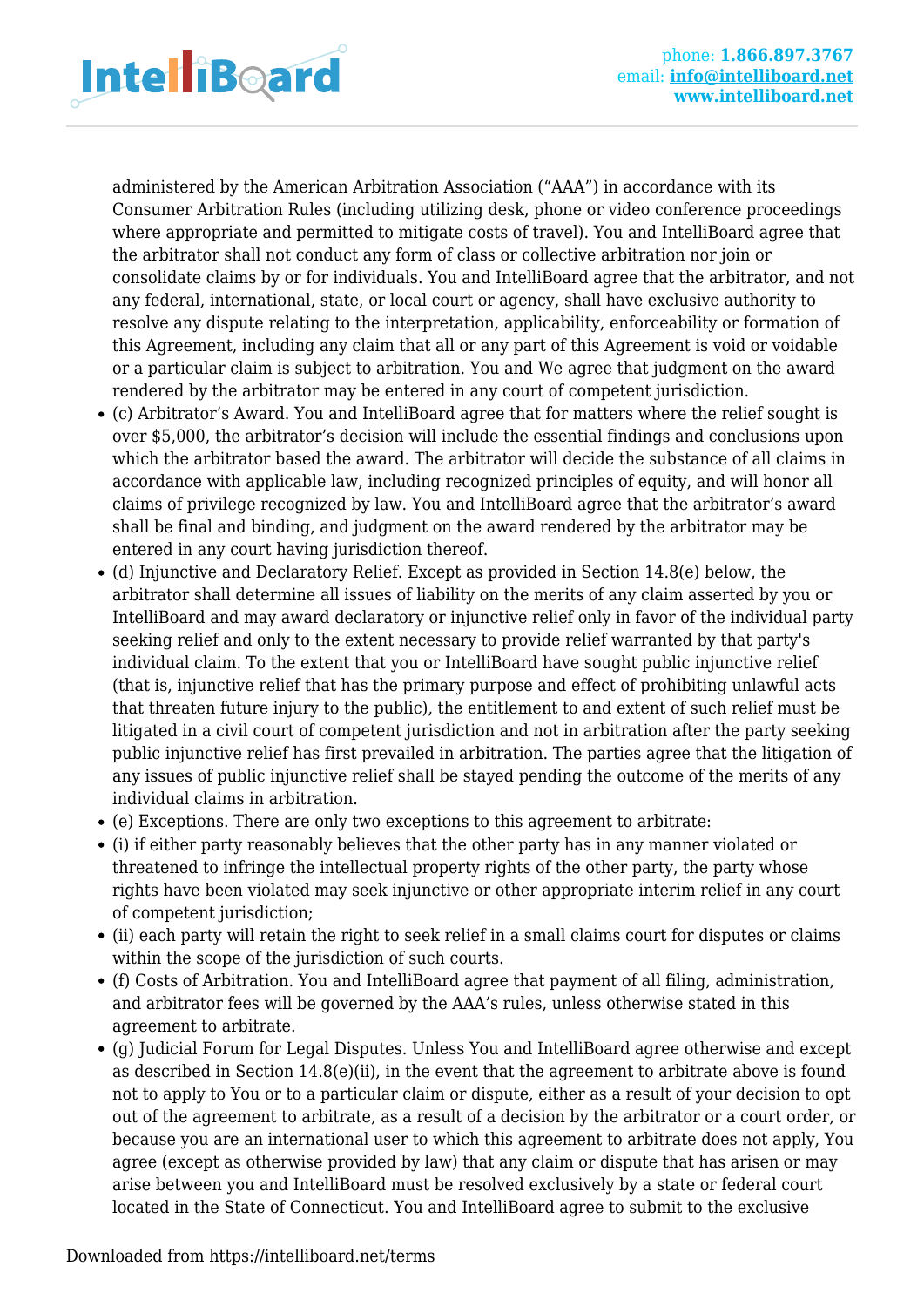administered by the American Arbitration Association ("AAA") in accordance with its Consumer Arbitration Rules (including utilizing desk, phone or video conference proceedings where appropriate and permitted to mitigate costs of travel). You and IntelliBoard agree that the arbitrator shall not conduct any form of class or collective arbitration nor join or consolidate claims by or for individuals. You and IntelliBoard agree that the arbitrator, and not any federal, international, state, or local court or agency, shall have exclusive authority to resolve any dispute relating to the interpretation, applicability, enforceability or formation of this Agreement, including any claim that all or any part of this Agreement is void or voidable or a particular claim is subject to arbitration. You and We agree that judgment on the award rendered by the arbitrator may be entered in any court of competent jurisdiction.

- (c) Arbitrator's Award. You and IntelliBoard agree that for matters where the relief sought is over $5,000, the arbitrator's decision will include the essential findings and conclusions upon which the arbitrator based the award. The arbitrator will decide the substance of all claims in accordance with applicable law, including recognized principles of equity, and will honor all claims of privilege recognized by law. You and IntelliBoard agree that the arbitrator's award shall be final and binding, and judgment on the award rendered by the arbitrator may be entered in any court having jurisdiction thereof.
- (d) Injunctive and Declaratory Relief. Except as provided in Section 14.8(e) below, the arbitrator shall determine all issues of liability on the merits of any claim asserted by you or IntelliBoard and may award declaratory or injunctive relief only in favor of the individual party seeking relief and only to the extent necessary to provide relief warranted by that party's individual claim. To the extent that you or IntelliBoard have sought public injunctive relief (that is, injunctive relief that has the primary purpose and effect of prohibiting unlawful acts that threaten future injury to the public), the entitlement to and extent of such relief must be litigated in a civil court of competent jurisdiction and not in arbitration after the party seeking public injunctive relief has first prevailed in arbitration. The parties agree that the litigation of any issues of public injunctive relief shall be stayed pending the outcome of the merits of any individual claims in arbitration.
- (e) Exceptions. There are only two exceptions to this agreement to arbitrate:
- (i) if either party reasonably believes that the other party has in any manner violated or threatened to infringe the intellectual property rights of the other party, the party whose rights have been violated may seek injunctive or other appropriate interim relief in any court of competent jurisdiction;
- (ii) each party will retain the right to seek relief in a small claims court for disputes or claims within the scope of the jurisdiction of such courts.
- (f) Costs of Arbitration. You and IntelliBoard agree that payment of all filing, administration, and arbitrator fees will be governed by the AAA's rules, unless otherwise stated in this agreement to arbitrate.
- (g) Judicial Forum for Legal Disputes. Unless You and IntelliBoard agree otherwise and except as described in Section 14.8(e)(ii), in the event that the agreement to arbitrate above is found not to apply to You or to a particular claim or dispute, either as a result of your decision to opt out of the agreement to arbitrate, as a result of a decision by the arbitrator or a court order, or because you are an international user to which this agreement to arbitrate does not apply, You agree (except as otherwise provided by law) that any claim or dispute that has arisen or may arise between you and IntelliBoard must be resolved exclusively by a state or federal court located in the State of Connecticut. You and IntelliBoard agree to submit to the exclusive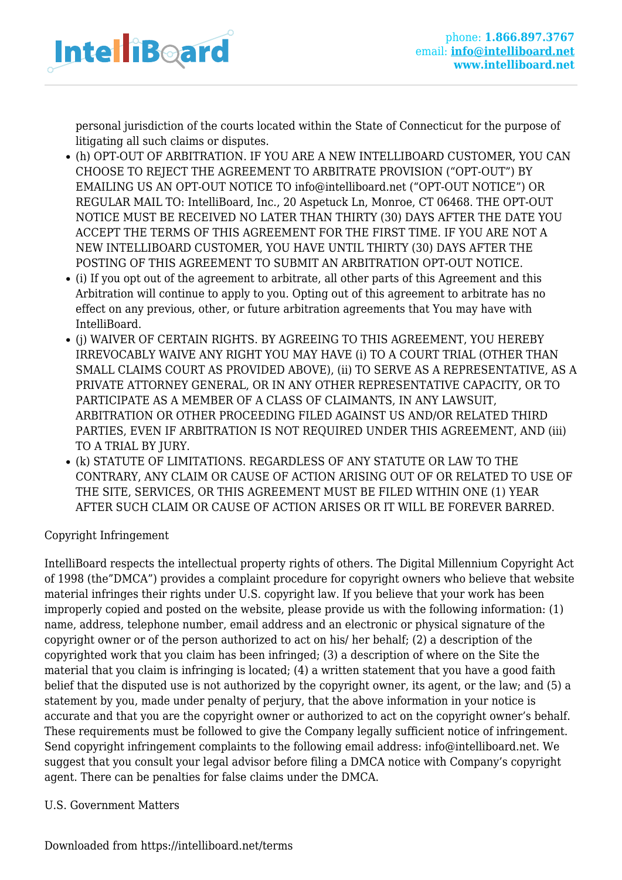personal jurisdiction of the courts located within the State of Connecticut for the purpose of litigating all such claims or disputes.

- (h) OPT-OUT OF ARBITRATION. IF YOU ARE A NEW INTELLIBOARD CUSTOMER, YOU CAN CHOOSE TO REJECT THE AGREEMENT TO ARBITRATE PROVISION ("OPT-OUT") BY EMAILING US AN OPT-OUT NOTICE TO info@intelliboard.net ("OPT-OUT NOTICE") OR REGULAR MAIL TO: IntelliBoard, Inc., 20 Aspetuck Ln, Monroe, CT 06468. THE OPT-OUT NOTICE MUST BE RECEIVED NO LATER THAN THIRTY (30) DAYS AFTER THE DATE YOU ACCEPT THE TERMS OF THIS AGREEMENT FOR THE FIRST TIME. IF YOU ARE NOT A NEW INTELLIBOARD CUSTOMER, YOU HAVE UNTIL THIRTY (30) DAYS AFTER THE POSTING OF THIS AGREEMENT TO SUBMIT AN ARBITRATION OPT-OUT NOTICE.
- (i) If you opt out of the agreement to arbitrate, all other parts of this Agreement and this Arbitration will continue to apply to you. Opting out of this agreement to arbitrate has no effect on any previous, other, or future arbitration agreements that You may have with IntelliBoard.
- (j) WAIVER OF CERTAIN RIGHTS. BY AGREEING TO THIS AGREEMENT, YOU HEREBY IRREVOCABLY WAIVE ANY RIGHT YOU MAY HAVE (i) TO A COURT TRIAL (OTHER THAN SMALL CLAIMS COURT AS PROVIDED ABOVE), (ii) TO SERVE AS A REPRESENTATIVE, AS A PRIVATE ATTORNEY GENERAL, OR IN ANY OTHER REPRESENTATIVE CAPACITY, OR TO PARTICIPATE AS A MEMBER OF A CLASS OF CLAIMANTS, IN ANY LAWSUIT, ARBITRATION OR OTHER PROCEEDING FILED AGAINST US AND/OR RELATED THIRD PARTIES, EVEN IF ARBITRATION IS NOT REQUIRED UNDER THIS AGREEMENT, AND (iii) TO A TRIAL BY JURY.
- (k) STATUTE OF LIMITATIONS. REGARDLESS OF ANY STATUTE OR LAW TO THE CONTRARY, ANY CLAIM OR CAUSE OF ACTION ARISING OUT OF OR RELATED TO USE OF THE SITE, SERVICES, OR THIS AGREEMENT MUST BE FILED WITHIN ONE (1) YEAR AFTER SUCH CLAIM OR CAUSE OF ACTION ARISES OR IT WILL BE FOREVER BARRED.

Copyright Infringement

IntelliBoard respects the intellectual property rights of others. The Digital Millennium Copyright Act of 1998 (the"DMCA") provides a complaint procedure for copyright owners who believe that website material infringes their rights under U.S. copyright law. If you believe that your work has been improperly copied and posted on the website, please provide us with the following information: (1) name, address, telephone number, email address and an electronic or physical signature of the copyright owner or of the person authorized to act on his/ her behalf; (2) a description of the copyrighted work that you claim has been infringed; (3) a description of where on the Site the material that you claim is infringing is located; (4) a written statement that you have a good faith belief that the disputed use is not authorized by the copyright owner, its agent, or the law; and (5) a statement by you, made under penalty of perjury, that the above information in your notice is accurate and that you are the copyright owner or authorized to act on the copyright owner's behalf. These requirements must be followed to give the Company legally sufficient notice of infringement. Send copyright infringement complaints to the following email address: info@intelliboard.net. We suggest that you consult your legal advisor before filing a DMCA notice with Company's copyright agent. There can be penalties for false claims under the DMCA.

U.S. Government Matters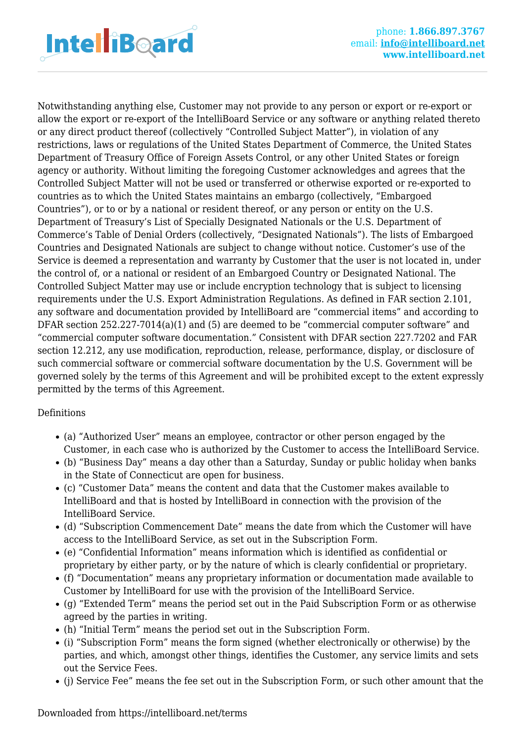Notwithstanding anything else, Customer may not provide to any person or export or re-export or allow the export or re-export of the IntelliBoard Service or any software or anything related thereto or any direct product thereof (collectively "Controlled Subject Matter"), in violation of any restrictions, laws or regulations of the United States Department of Commerce, the United States Department of Treasury Office of Foreign Assets Control, or any other United States or foreign agency or authority. Without limiting the foregoing Customer acknowledges and agrees that the Controlled Subject Matter will not be used or transferred or otherwise exported or re-exported to countries as to which the United States maintains an embargo (collectively, "Embargoed Countries"), or to or by a national or resident thereof, or any person or entity on the U.S. Department of Treasury's List of Specially Designated Nationals or the U.S. Department of Commerce's Table of Denial Orders (collectively, "Designated Nationals"). The lists of Embargoed Countries and Designated Nationals are subject to change without notice. Customer's use of the Service is deemed a representation and warranty by Customer that the user is not located in, under the control of, or a national or resident of an Embargoed Country or Designated National. The Controlled Subject Matter may use or include encryption technology that is subject to licensing requirements under the U.S. Export Administration Regulations. As defined in FAR section 2.101, any software and documentation provided by IntelliBoard are "commercial items" and according to DFAR section 252.227-7014(a)(1) and (5) are deemed to be "commercial computer software" and "commercial computer software documentation." Consistent with DFAR section 227.7202 and FAR section 12.212, any use modification, reproduction, release, performance, display, or disclosure of such commercial software or commercial software documentation by the U.S. Government will be governed solely by the terms of this Agreement and will be prohibited except to the extent expressly permitted by the terms of this Agreement.

Definitions

- (a) "Authorized User" means an employee, contractor or other person engaged by the Customer, in each case who is authorized by the Customer to access the IntelliBoard Service.
- (b) "Business Day" means a day other than a Saturday, Sunday or public holiday when banks in the State of Connecticut are open for business.
- (c) "Customer Data" means the content and data that the Customer makes available to IntelliBoard and that is hosted by IntelliBoard in connection with the provision of the IntelliBoard Service.
- (d) "Subscription Commencement Date" means the date from which the Customer will have access to the IntelliBoard Service, as set out in the Subscription Form.
- (e) "Confidential Information" means information which is identified as confidential or proprietary by either party, or by the nature of which is clearly confidential or proprietary.
- (f) "Documentation" means any proprietary information or documentation made available to Customer by IntelliBoard for use with the provision of the IntelliBoard Service.
- (g) "Extended Term" means the period set out in the Paid Subscription Form or as otherwise agreed by the parties in writing.
- (h) "Initial Term" means the period set out in the Subscription Form.
- (i) "Subscription Form" means the form signed (whether electronically or otherwise) by the parties, and which, amongst other things, identifies the Customer, any service limits and sets out the Service Fees.
- (j) Service Fee" means the fee set out in the Subscription Form, or such other amount that the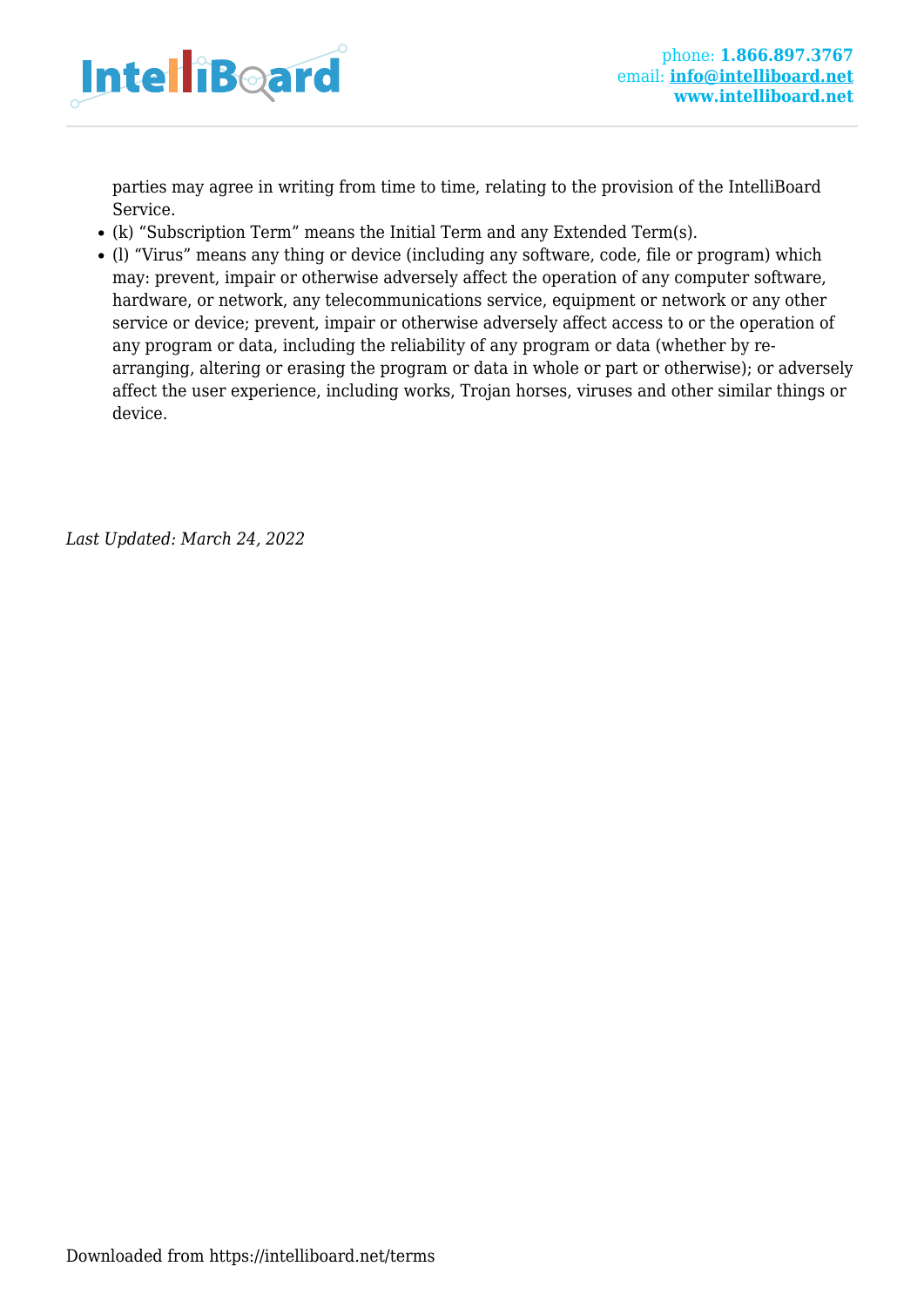parties may agree in writing from time to time, relating to the provision of the IntelliBoard Service.

- (k) “Subscription Term” means the Initial Term and any Extended Term(s).
- (l) “Virus” means any thing or device (including any software, code, file or program) which may: prevent, impair or otherwise adversely affect the operation of any computer software, hardware, or network, any telecommunications service, equipment or network or any other service or device; prevent, impair or otherwise adversely affect access to or the operation of any program or data, including the reliability of any program or data (whether by re-arranging, altering or erasing the program or data in whole or part or otherwise); or adversely affect the user experience, including works, Trojan horses, viruses and other similar things or device.

*Last Updated: March 24, 2022*

Downloaded from https://intelliboard.net/terms